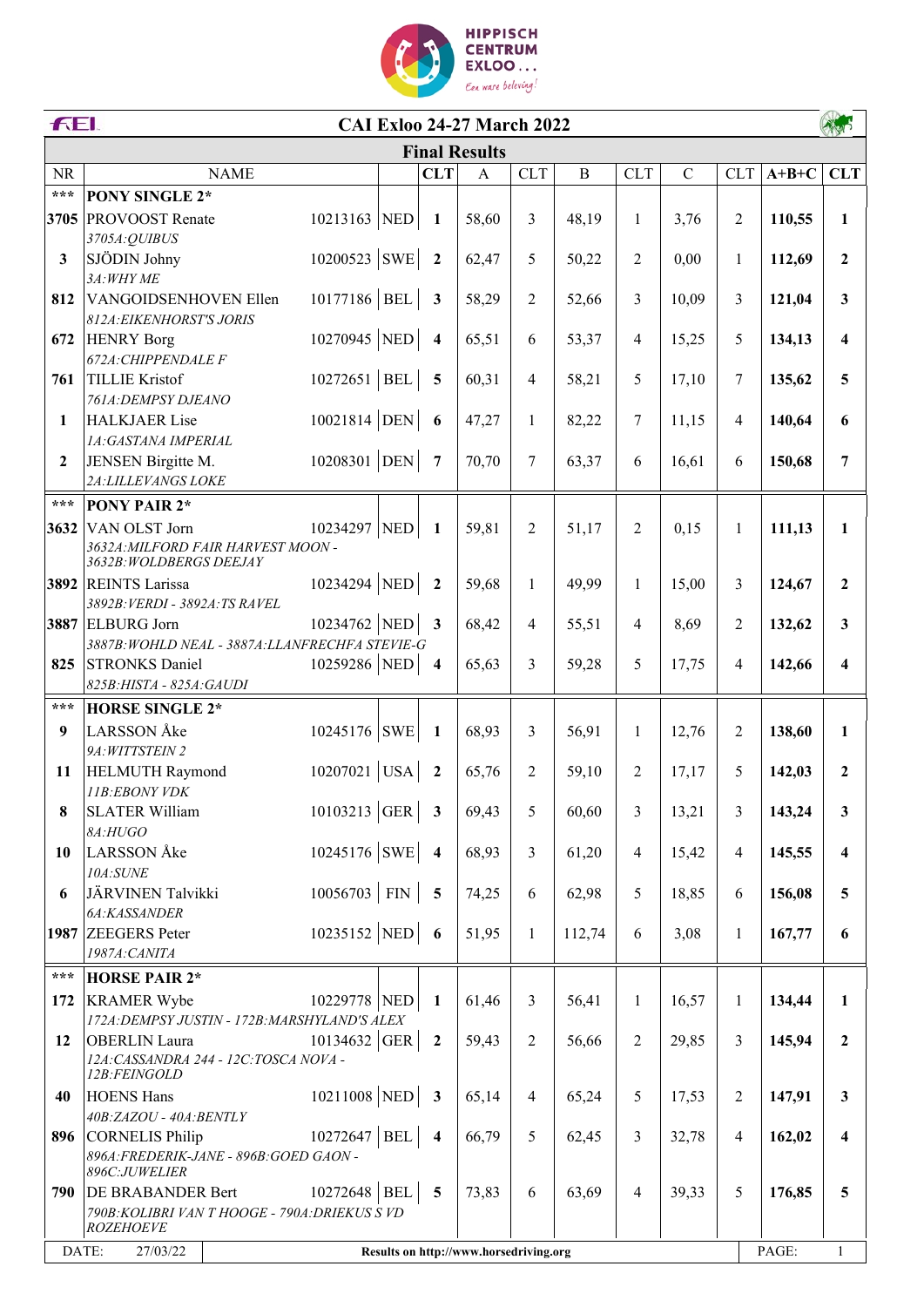HIPPISCH CENTRUM EXLOO ...
*Een ware beleving!*

# CAI Exloo 24-27 March 2022

## Final Results

| NR | NAME | | | CLT | A | CLT | B | CLT | C | CLT | A+B+C | CLT |
|---|---|---|---|---|---|---|---|---|---|---|---|---|
| *** | **PONY SINGLE 2*** | | | | | | | | | | | |
| **3705** | PROVOOST Renate<br>*3705A:QUIBUS* | 10213163 | NED | **1** | 58,60 | 3 | 48,19 | 1 | 3,76 | 2 | **110,55** | **1** |
| **3** | SJÖDIN Johny<br>*3A:WHY ME* | 10200523 | SWE | **2** | 62,47 | 5 | 50,22 | 2 | 0,00 | 1 | **112,69** | **2** |
| **812** | VANGOIDSENHOVEN Ellen<br>*812A:EIKENHORST'S JORIS* | 10177186 | BEL | **3** | 58,29 | 2 | 52,66 | 3 | 10,09 | 3 | **121,04** | **3** |
| **672** | HENRY Borg<br>*672A:CHIPPENDALE F* | 10270945 | NED | **4** | 65,51 | 6 | 53,37 | 4 | 15,25 | 5 | **134,13** | **4** |
| **761** | TILLIE Kristof<br>*761A:DEMPSY DJEANO* | 10272651 | BEL | **5** | 60,31 | 4 | 58,21 | 5 | 17,10 | 7 | **135,62** | **5** |
| **1** | HALKJAER Lise<br>*1A:GASTANA IMPERIAL* | 10021814 | DEN | **6** | 47,27 | 1 | 82,22 | 7 | 11,15 | 4 | **140,64** | **6** |
| **2** | JENSEN Birgitte M.<br>*2A:LILLEVANGS LOKE* | 10208301 | DEN | **7** | 70,70 | 7 | 63,37 | 6 | 16,61 | 6 | **150,68** | **7** |
| *** | **PONY PAIR 2*** | | | | | | | | | | | |
| **3632** | VAN OLST Jorn<br>*3632A:MILFORD FAIR HARVEST MOON - 3632B:WOLDBERGS DEEJAY* | 10234297 | NED | **1** | 59,81 | 2 | 51,17 | 2 | 0,15 | 1 | **111,13** | **1** |
| **3892** | REINTS Larissa<br>*3892B:VERDI - 3892A:TS RAVEL* | 10234294 | NED | **2** | 59,68 | 1 | 49,99 | 1 | 15,00 | 3 | **124,67** | **2** |
| **3887** | ELBURG Jorn<br>*3887B:WOHLD NEAL - 3887A:LLANFRECHFA STEVIE-G* | 10234762 | NED | **3** | 68,42 | 4 | 55,51 | 4 | 8,69 | 2 | **132,62** | **3** |
| **825** | STRONKS Daniel<br>*825B:HISTA - 825A:GAUDI* | 10259286 | NED | **4** | 65,63 | 3 | 59,28 | 5 | 17,75 | 4 | **142,66** | **4** |
| *** | **HORSE SINGLE 2*** | | | | | | | | | | | |
| **9** | LARSSON Åke<br>*9A:WITTSTEIN 2* | 10245176 | SWE | **1** | 68,93 | 3 | 56,91 | 1 | 12,76 | 2 | **138,60** | **1** |
| **11** | HELMUTH Raymond<br>*11B:EBONY VDK* | 10207021 | USA | **2** | 65,76 | 2 | 59,10 | 2 | 17,17 | 5 | **142,03** | **2** |
| **8** | SLATER William<br>*8A:HUGO* | 10103213 | GER | **3** | 69,43 | 5 | 60,60 | 3 | 13,21 | 3 | **143,24** | **3** |
| **10** | LARSSON Åke<br>*10A:SUNE* | 10245176 | SWE | **4** | 68,93 | 3 | 61,20 | 4 | 15,42 | 4 | **145,55** | **4** |
| **6** | JÄRVINEN Talvikki<br>*6A:KASSANDER* | 10056703 | FIN | **5** | 74,25 | 6 | 62,98 | 5 | 18,85 | 6 | **156,08** | **5** |
| **1987** | ZEEGERS Peter<br>*1987A:CANITA* | 10235152 | NED | **6** | 51,95 | 1 | 112,74 | 6 | 3,08 | 1 | **167,77** | **6** |
| *** | **HORSE PAIR 2*** | | | | | | | | | | | |
| **172** | KRAMER Wybe<br>*172A:DEMPSY JUSTIN - 172B:MARSHYLAND'S ALEX* | 10229778 | NED | **1** | 61,46 | 3 | 56,41 | 1 | 16,57 | 1 | **134,44** | **1** |
| **12** | OBERLIN Laura<br>*12A:CASSANDRA 244 - 12C:TOSCA NOVA - 12B:FEINGOLD* | 10134632 | GER | **2** | 59,43 | 2 | 56,66 | 2 | 29,85 | 3 | **145,94** | **2** |
| **40** | HOENS Hans<br>*40B:ZAZOU - 40A:BENTLY* | 10211008 | NED | **3** | 65,14 | 4 | 65,24 | 5 | 17,53 | 2 | **147,91** | **3** |
| **896** | CORNELIS Philip<br>*896A:FREDERIK-JANE - 896B:GOED GAON - 896C:JUWELIER* | 10272647 | BEL | **4** | 66,79 | 5 | 62,45 | 3 | 32,78 | 4 | **162,02** | **4** |
| **790** | DE BRABANDER Bert<br>*790B:KOLIBRI VAN T HOOGE - 790A:DRIEKUS S VD ROZEHOEVE* | 10272648 | BEL | **5** | 73,83 | 6 | 63,69 | 4 | 39,33 | 5 | **176,85** | **5** |

DATE: 27/03/22 | **Results on http://www.horsedriving.org**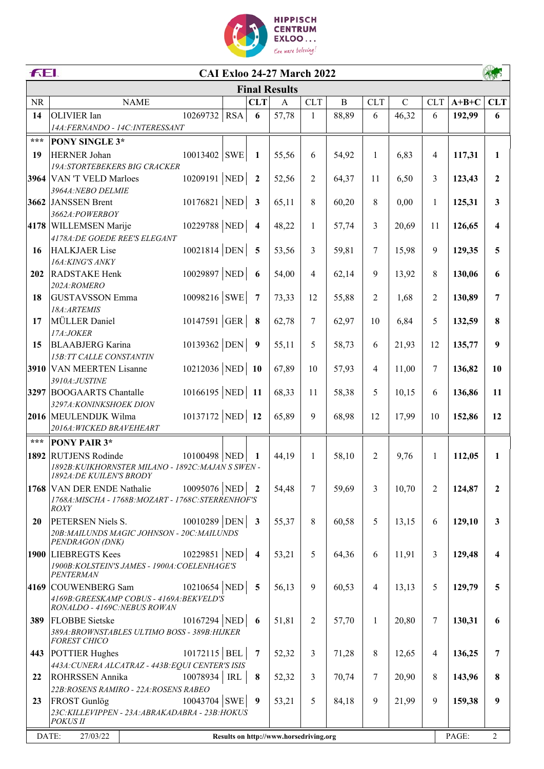# CAI Exloo 24-27 March 2022

## Final Results

| NR | NAME | | | CLT | A | CLT | B | CLT | C | CLT | A+B+C | CLT |
|---|---|---|---|---|---|---|---|---|---|---|---|---|
| **14** | OLIVIER Ian<br>*14A:FERNANDO - 14C:INTERESSANT* | 10269732 | RSA | **6** | 57,78 | 1 | 88,89 | 6 | 46,32 | 6 | **192,99** | **6** |
| *** | **PONY SINGLE 3*** | | | | | | | | | | | |
| **19** | HERNER Johan<br>*19A:STORTEBEKERS BIG CRACKER* | 10013402 | SWE | **1** | 55,56 | 6 | 54,92 | 1 | 6,83 | 4 | **117,31** | **1** |
| **3964** | VAN 'T VELD Marloes<br>*3964A:NEBO DELMIE* | 10209191 | NED | **2** | 52,56 | 2 | 64,37 | 11 | 6,50 | 3 | **123,43** | **2** |
| **3662** | JANSSEN Brent<br>*3662A:POWERBOY* | 10176821 | NED | **3** | 65,11 | 8 | 60,20 | 8 | 0,00 | 1 | **125,31** | **3** |
| **4178** | WILLEMSEN Marije<br>*4178A:DE GOEDE REE'S ELEGANT* | 10229788 | NED | **4** | 48,22 | 1 | 57,74 | 3 | 20,69 | 11 | **126,65** | **4** |
| **16** | HALKJAER Lise<br>*16A:KING'S ANKY* | 10021814 | DEN | **5** | 53,56 | 3 | 59,81 | 7 | 15,98 | 9 | **129,35** | **5** |
| **202** | RADSTAKE Henk<br>*202A:ROMERO* | 10029897 | NED | **6** | 54,00 | 4 | 62,14 | 9 | 13,92 | 8 | **130,06** | **6** |
| **18** | GUSTAVSSON Emma<br>*18A:ARTEMIS* | 10098216 | SWE | **7** | 73,33 | 12 | 55,88 | 2 | 1,68 | 2 | **130,89** | **7** |
| **17** | MÜLLER Daniel<br>*17A:JOKER* | 10147591 | GER | **8** | 62,78 | 7 | 62,97 | 10 | 6,84 | 5 | **132,59** | **8** |
| **15** | BLAABJERG Karina<br>*15B:TT CALLE CONSTANTIN* | 10139362 | DEN | **9** | 55,11 | 5 | 58,73 | 6 | 21,93 | 12 | **135,77** | **9** |
| **3910** | VAN MEERTEN Lisanne<br>*3910A:JUSTINE* | 10212036 | NED | **10** | 67,89 | 10 | 57,93 | 4 | 11,00 | 7 | **136,82** | **10** |
| **3297** | BOOGAARTS Chantalle<br>*3297A:KONINKSHOEK DION* | 10166195 | NED | **11** | 68,33 | 11 | 58,38 | 5 | 10,15 | 6 | **136,86** | **11** |
| **2016** | MEULENDIJK Wilma<br>*2016A:WICKED BRAVEHEART* | 10137172 | NED | **12** | 65,89 | 9 | 68,98 | 12 | 17,99 | 10 | **152,86** | **12** |
| *** | **PONY PAIR 3*** | | | | | | | | | | | |
| **1892** | RUTJENS Rodinde<br>*1892B:KUIKHORNSTER MILANO - 1892C:MAJAN S SWEN - 1892A:DE KUILEN'S BRODY* | 10100498 | NED | **1** | 44,19 | 1 | 58,10 | 2 | 9,76 | 1 | **112,05** | **1** |
| **1768** | VAN DER ENDE Nathalie<br>*1768A:MISCHA - 1768B:MOZART - 1768C:STERRENHOF'S ROXY* | 10095076 | NED | **2** | 54,48 | 7 | 59,69 | 3 | 10,70 | 2 | **124,87** | **2** |
| **20** | PETERSEN Niels S.<br>*20B:MAILUNDS MAGIC JOHNSON - 20C:MAILUNDS PENDRAGON (DNK)* | 10010289 | DEN | **3** | 55,37 | 8 | 60,58 | 5 | 13,15 | 6 | **129,10** | **3** |
| **1900** | LIEBREGTS Kees<br>*1900B:KOLSTEIN'S JAMES - 1900A:COELENHAGE'S PENTERMAN* | 10229851 | NED | **4** | 53,21 | 5 | 64,36 | 6 | 11,91 | 3 | **129,48** | **4** |
| **4169** | COUWENBERG Sam<br>*4169B:GREESKAMP COBUS - 4169A:BEKVELD'S RONALDO - 4169C:NEBUS ROWAN* | 10210654 | NED | **5** | 56,13 | 9 | 60,53 | 4 | 13,13 | 5 | **129,79** | **5** |
| **389** | FLOBBE Sietske<br>*389A:BROWNSTABLES ULTIMO BOSS - 389B:HIJKER FOREST CHICO* | 10167294 | NED | **6** | 51,81 | 2 | 57,70 | 1 | 20,80 | 7 | **130,31** | **6** |
| **443** | POTTIER Hughes<br>*443A:CUNERA ALCATRAZ - 443B:EQUI CENTER'S ISIS* | 10172115 | BEL | **7** | 52,32 | 3 | 71,28 | 8 | 12,65 | 4 | **136,25** | **7** |
| **22** | ROHRSSEN Annika<br>*22B:ROSENS RAMIRO - 22A:ROSENS RABEO* | 10078934 | IRL | **8** | 52,32 | 3 | 70,74 | 7 | 20,90 | 8 | **143,96** | **8** |
| **23** | FROST Gunlög<br>*23C:KILLEVIPPEN - 23A:ABRAKADABRA - 23B:HOKUS POKUS II* | 10043704 | SWE | **9** | 53,21 | 5 | 84,18 | 9 | 21,99 | 9 | **159,38** | **9** |

DATE: 27/03/22 — Results on http://www.horsedriving.org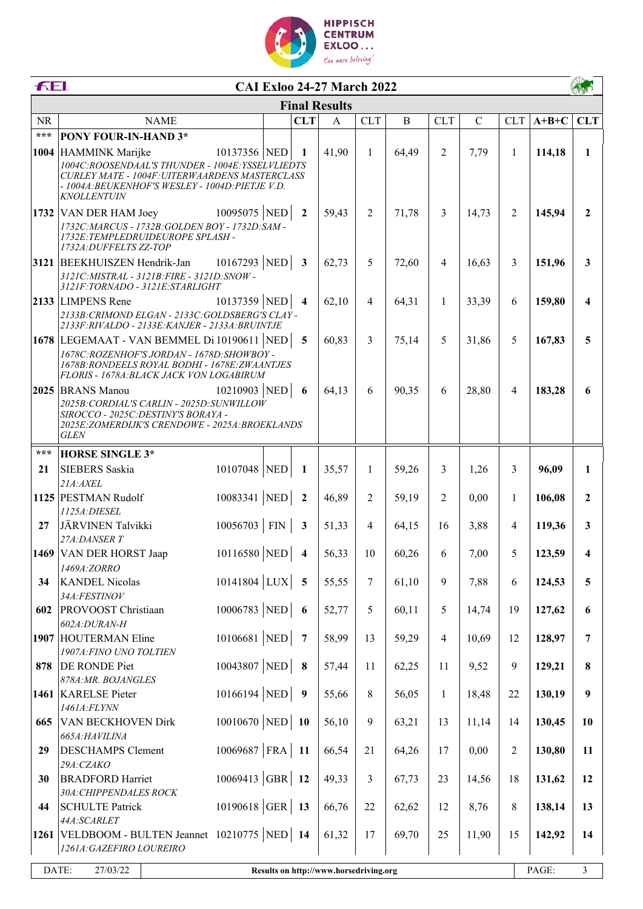# CAI Exloo 24-27 March 2022

## Final Results

| NR | NAME | | | CLT | A | CLT | B | CLT | C | CLT | A+B+C | CLT |
|---|---|---|---|---|---|---|---|---|---|---|---|---|
| *** | **PONY FOUR-IN-HAND 3*** | | | | | | | | | | | |
| 1004 | HAMMINK Marijke<br>*1004C:ROOSENDAAL'S THUNDER - 1004E:YSSELVLIEDTS CURLEY MATE - 1004F:UITERWAARDENS MASTERCLASS - 1004A:BEUKENHOF'S WESLEY - 1004D:PIETJE V.D. KNOLLENTUIN* | 10137356 | NED | 1 | 41,90 | 1 | 64,49 | 2 | 7,79 | 1 | **114,18** | **1** |
| 1732 | VAN DER HAM Joey<br>*1732C:MARCUS - 1732B:GOLDEN BOY - 1732D:SAM - 1732E:TEMPLEDRUIDEUROPE SPLASH - 1732A:DUFFELTS ZZ-TOP* | 10095075 | NED | 2 | 59,43 | 2 | 71,78 | 3 | 14,73 | 2 | **145,94** | **2** |
| 3121 | BEEKHUISZEN Hendrik-Jan<br>*3121C:MISTRAL - 3121B:FIRE - 3121D:SNOW - 3121F:TORNADO - 3121E:STARLIGHT* | 10167293 | NED | 3 | 62,73 | 5 | 72,60 | 4 | 16,63 | 3 | **151,96** | **3** |
| 2133 | LIMPENS Rene<br>*2133B:CRIMOND ELGAN - 2133C:GOLDSBERG'S CLAY - 2133F:RIVALDO - 2133E:KANJER - 2133A:BRUINTJE* | 10137359 | NED | 4 | 62,10 | 4 | 64,31 | 1 | 33,39 | 6 | **159,80** | **4** |
| 1678 | LEGEMAAT - VAN BEMMEL Di<br>*1678C:ROZENHOF'S JORDAN - 1678D:SHOWBOY - 1678B:RONDEELS ROYAL BODHI - 1678E:ZWAANTJES FLORIS - 1678A:BLACK JACK VON LOGABIRUM* | 10190611 | NED | 5 | 60,83 | 3 | 75,14 | 5 | 31,86 | 5 | **167,83** | **5** |
| 2025 | BRANS Manou<br>*2025B:CORDIAL'S CARLIN - 2025D:SUNWILLOW SIROCCO - 2025C:DESTINY'S BORAYA - 2025E:ZOMERDIJK'S CRENDOWE - 2025A:BROEKLANDS GLEN* | 10210903 | NED | 6 | 64,13 | 6 | 90,35 | 6 | 28,80 | 4 | **183,28** | **6** |
| *** | **HORSE SINGLE 3*** | | | | | | | | | | | |
| 21 | SIEBERS Saskia<br>*21A:AXEL* | 10107048 | NED | 1 | 35,57 | 1 | 59,26 | 3 | 1,26 | 3 | **96,09** | **1** |
| 1125 | PESTMAN Rudolf<br>*1125A:DIESEL* | 10083341 | NED | 2 | 46,89 | 2 | 59,19 | 2 | 0,00 | 1 | **106,08** | **2** |
| 27 | JÄRVINEN Talvikki<br>*27A:DANSER T* | 10056703 | FIN | 3 | 51,33 | 4 | 64,15 | 16 | 3,88 | 4 | **119,36** | **3** |
| 1469 | VAN DER HORST Jaap<br>*1469A:ZORRO* | 10116580 | NED | 4 | 56,33 | 10 | 60,26 | 6 | 7,00 | 5 | **123,59** | **4** |
| 34 | KANDEL Nicolas<br>*34A:FESTINOV* | 10141804 | LUX | 5 | 55,55 | 7 | 61,10 | 9 | 7,88 | 6 | **124,53** | **5** |
| 602 | PROVOOST Christiaan<br>*602A:DURAN-H* | 10006783 | NED | 6 | 52,77 | 5 | 60,11 | 5 | 14,74 | 19 | **127,62** | **6** |
| 1907 | HOUTERMAN Eline<br>*1907A:FINO UNO TOLTIEN* | 10106681 | NED | 7 | 58,99 | 13 | 59,29 | 4 | 10,69 | 12 | **128,97** | **7** |
| 878 | DE RONDE Piet<br>*878A:MR. BOJANGLES* | 10043807 | NED | 8 | 57,44 | 11 | 62,25 | 11 | 9,52 | 9 | **129,21** | **8** |
| 1461 | KARELSE Pieter<br>*1461A:FLYNN* | 10166194 | NED | 9 | 55,66 | 8 | 56,05 | 1 | 18,48 | 22 | **130,19** | **9** |
| 665 | VAN BECKHOVEN Dirk<br>*665A:HAVILINA* | 10010670 | NED | 10 | 56,10 | 9 | 63,21 | 13 | 11,14 | 14 | **130,45** | **10** |
| 29 | DESCHAMPS Clement<br>*29A:CZAKO* | 10069687 | FRA | 11 | 66,54 | 21 | 64,26 | 17 | 0,00 | 2 | **130,80** | **11** |
| 30 | BRADFORD Harriet<br>*30A:CHIPPENDALES ROCK* | 10069413 | GBR | 12 | 49,33 | 3 | 67,73 | 23 | 14,56 | 18 | **131,62** | **12** |
| 44 | SCHULTE Patrick<br>*44A:SCARLET* | 10190618 | GER | 13 | 66,76 | 22 | 62,62 | 12 | 8,76 | 8 | **138,14** | **13** |
| 1261 | VELDBOOM - BULTEN Jeannet<br>*1261A:GAZEFIRO LOUREIRO* | 10210775 | NED | 14 | 61,32 | 17 | 69,70 | 25 | 11,90 | 15 | **142,92** | **14** |

DATE: 27/03/22 — Results on http://www.horsedriving.org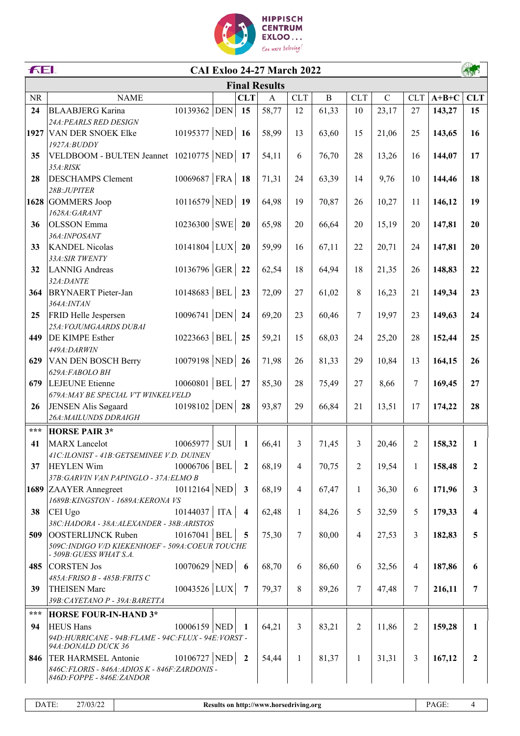HIPPISCH CENTRUM EXLOO... Een ware beleving!

FEI

## CAI Exloo 24-27 March 2022

### Final Results

| NR | NAME | | | CLT | A | CLT | B | CLT | C | CLT | A+B+C | CLT |
|---|---|---|---|---|---|---|---|---|---|---|---|---|
| 24 | BLAABJERG Karina<br>*24A:PEARLS RED DESIGN* | 10139362 | DEN | **15** | 58,77 | 12 | 61,33 | 10 | 23,17 | 27 | **143,27** | **15** |
| 1927 | VAN DER SNOEK Elke<br>*1927A:BUDDY* | 10195377 | NED | **16** | 58,99 | 13 | 63,60 | 15 | 21,06 | 25 | **143,65** | **16** |
| 35 | VELDBOOM - BULTEN Jeannet<br>*35A:RISK* | 10210775 | NED | **17** | 54,11 | 6 | 76,70 | 28 | 13,26 | 16 | **144,07** | **17** |
| 28 | DESCHAMPS Clement<br>*28B:JUPITER* | 10069687 | FRA | **18** | 71,31 | 24 | 63,39 | 14 | 9,76 | 10 | **144,46** | **18** |
| 1628 | GOMMERS Joop<br>*1628A:GARANT* | 10116579 | NED | **19** | 64,98 | 19 | 70,87 | 26 | 10,27 | 11 | **146,12** | **19** |
| 36 | OLSSON Emma<br>*36A:INPOSANT* | 10236300 | SWE | **20** | 65,98 | 20 | 66,64 | 20 | 15,19 | 20 | **147,81** | **20** |
| 33 | KANDEL Nicolas<br>*33A:SIR TWENTY* | 10141804 | LUX | **20** | 59,99 | 16 | 67,11 | 22 | 20,71 | 24 | **147,81** | **20** |
| 32 | LANNIG Andreas<br>*32A:DANTE* | 10136796 | GER | **22** | 62,54 | 18 | 64,94 | 18 | 21,35 | 26 | **148,83** | **22** |
| 364 | BRYNAERT Pieter-Jan<br>*364A:INTAN* | 10148683 | BEL | **23** | 72,09 | 27 | 61,02 | 8 | 16,23 | 21 | **149,34** | **23** |
| 25 | FRID Helle Jespersen<br>*25A:VOJUMGAARDS DUBAI* | 10096741 | DEN | **24** | 69,20 | 23 | 60,46 | 7 | 19,97 | 23 | **149,63** | **24** |
| 449 | DE KIMPE Esther<br>*449A:DARWIN* | 10223663 | BEL | **25** | 59,21 | 15 | 68,03 | 24 | 25,20 | 28 | **152,44** | **25** |
| 629 | VAN DEN BOSCH Berry<br>*629A:FABOLO BH* | 10079198 | NED | **26** | 71,98 | 26 | 81,33 | 29 | 10,84 | 13 | **164,15** | **26** |
| 679 | LEJEUNE Etienne<br>*679A:MAY BE SPECIAL V'T WINKELVELD* | 10060801 | BEL | **27** | 85,30 | 28 | 75,49 | 27 | 8,66 | 7 | **169,45** | **27** |
| 26 | JENSEN Alis Søgaard<br>*26A:MAILUNDS DDRAIGH* | 10198102 | DEN | **28** | 93,87 | 29 | 66,84 | 21 | 13,51 | 17 | **174,22** | **28** |
| *** | **HORSE PAIR 3*** | | | | | | | | | | | |
| 41 | MARX Lancelot<br>*41C:ILONIST - 41B:GETSEMINEE V.D. DUINEN* | 10065977 | SUI | **1** | 66,41 | 3 | 71,45 | 3 | 20,46 | 2 | **158,32** | **1** |
| 37 | HEYLEN Wim<br>*37B:GARVIN VAN PAPINGLO - 37A:ELMO B* | 10006706 | BEL | **2** | 68,19 | 4 | 70,75 | 2 | 19,54 | 1 | **158,48** | **2** |
| 1689 | ZAAYER Annegreet<br>*1689B:KINGSTON - 1689A:KERONA VS* | 10112164 | NED | **3** | 68,19 | 4 | 67,47 | 1 | 36,30 | 6 | **171,96** | **3** |
| 38 | CEI Ugo<br>*38C:HADORA - 38A:ALEXANDER - 38B:ARISTOS* | 10144037 | ITA | **4** | 62,48 | 1 | 84,26 | 5 | 32,59 | 5 | **179,33** | **4** |
| 509 | OOSTERLIJNCK Ruben<br>*509C:INDIGO V/D KIEKENHOEF - 509A:COEUR TOUCHE - 509B:GUESS WHAT S.A.* | 10167041 | BEL | **5** | 75,30 | 7 | 80,00 | 4 | 27,53 | 3 | **182,83** | **5** |
| 485 | CORSTEN Jos<br>*485A:FRISO B - 485B:FRITS C* | 10070629 | NED | **6** | 68,70 | 6 | 86,60 | 6 | 32,56 | 4 | **187,86** | **6** |
| 39 | THEISEN Marc<br>*39B:CAYETANO P - 39A:BARETTA* | 10043526 | LUX | **7** | 79,37 | 8 | 89,26 | 7 | 47,48 | 7 | **216,11** | **7** |
| *** | **HORSE FOUR-IN-HAND 3*** | | | | | | | | | | | |
| 94 | HEUS Hans<br>*94D:HURRICANE - 94B:FLAME - 94C:FLUX - 94E:VORST - 94A:DONALD DUCK 36* | 10006159 | NED | **1** | 64,21 | 3 | 83,21 | 2 | 11,86 | 2 | **159,28** | **1** |
| 846 | TER HARMSEL Antonie<br>*846C:FLORIS - 846A:ADIOS K - 846F:ZARDONIS - 846D:FOPPE - 846E:ZANDOR* | 10106727 | NED | **2** | 54,44 | 1 | 81,37 | 1 | 31,31 | 3 | **167,12** | **2** |

DATE: 27/03/22 | Results on http://www.horsedriving.org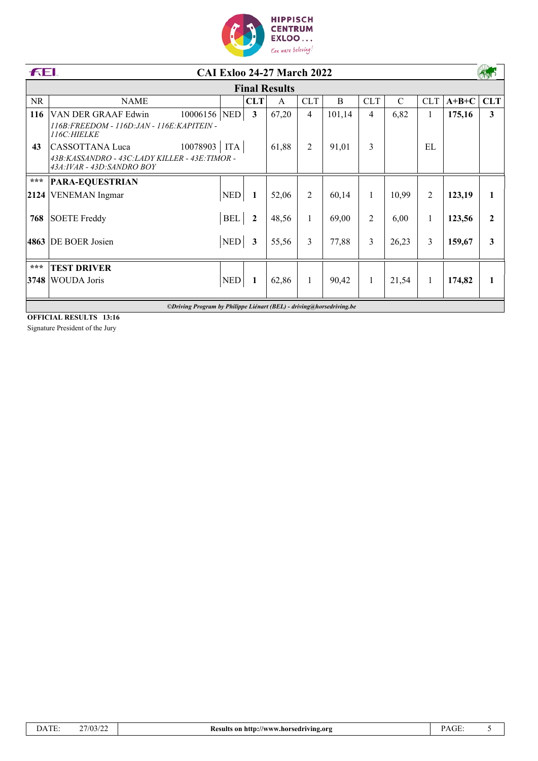## CAI Exloo 24-27 March 2022

### Final Results

| NR | NAME | | CLT | A | CLT | B | CLT | C | CLT | A+B+C | CLT |
|---|---|---|---|---|---|---|---|---|---|---|---|
| **116** | VAN DER GRAAF Edwin 10006156 | NED | **3** | 67,20 | 4 | 101,14 | 4 | 6,82 | 1 | **175,16** | **3** |
| | *116B:FREEDOM - 116D:JAN - 116E:KAPITEIN - 116C:HIELKE* | | | | | | | | | | |
| **43** | CASSOTTANA Luca 10078903 | ITA | | 61,88 | 2 | 91,01 | 3 | | EL | | |
| | *43B:KASSANDRO - 43C:LADY KILLER - 43E:TIMOR - 43A:IVAR - 43D:SANDRO BOY* | | | | | | | | | | |
| *** | **PARA-EQUESTRIAN** | | | | | | | | | | |
| **2124** | VENEMAN Ingmar | NED | **1** | 52,06 | 2 | 60,14 | 1 | 10,99 | 2 | **123,19** | **1** |
| **768** | SOETE Freddy | BEL | **2** | 48,56 | 1 | 69,00 | 2 | 6,00 | 1 | **123,56** | **2** |
| **4863** | DE BOER Josien | NED | **3** | 55,56 | 3 | 77,88 | 3 | 26,23 | 3 | **159,67** | **3** |
| *** | **TEST DRIVER** | | | | | | | | | | |
| **3748** | WOUDA Joris | NED | **1** | 62,86 | 1 | 90,42 | 1 | 21,54 | 1 | **174,82** | **1** |

***©Driving Program by Philippe Liénart (BEL) - driving@horsedriving.be***

**OFFICIAL RESULTS 13:16**

Signature President of the Jury

DATE: 27/03/22 | **Results on http://www.horsedriving.org**